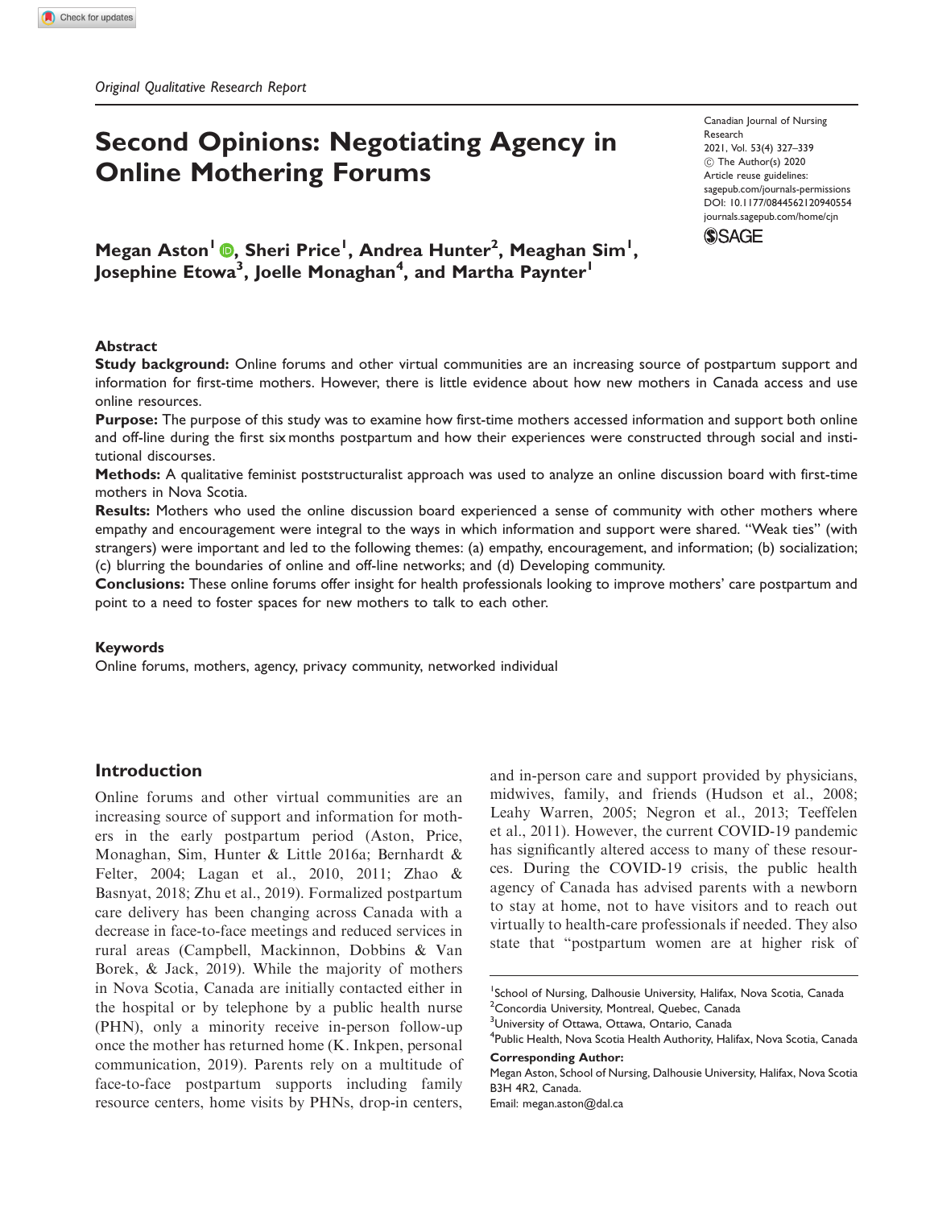*Original Qualitative Research Report*

# Second Opinions: Negotiating Agency in Online Mothering Forums

Canadian Journal of Nursing Research
2021, Vol. 53(4) 327–339
© The Author(s) 2020
Article reuse guidelines:
sagepub.com/journals-permissions
DOI: 10.1177/0844562120940554
journals.sagepub.com/home/cjn

**Megan Aston[1], Sheri Price[1], Andrea Hunter[2], Meaghan Sim[1], Josephine Etowa[3], Joelle Monaghan[4], and Martha Paynter[1]**

## Abstract

**Study background:** Online forums and other virtual communities are an increasing source of postpartum support and information for first-time mothers. However, there is little evidence about how new mothers in Canada access and use online resources.

**Purpose:** The purpose of this study was to examine how first-time mothers accessed information and support both online and off-line during the first six months postpartum and how their experiences were constructed through social and institutional discourses.

**Methods:** A qualitative feminist poststructuralist approach was used to analyze an online discussion board with first-time mothers in Nova Scotia.

**Results:** Mothers who used the online discussion board experienced a sense of community with other mothers where empathy and encouragement were integral to the ways in which information and support were shared. "Weak ties" (with strangers) were important and led to the following themes: (a) empathy, encouragement, and information; (b) socialization; (c) blurring the boundaries of online and off-line networks; and (d) Developing community.

**Conclusions:** These online forums offer insight for health professionals looking to improve mothers' care postpartum and point to a need to foster spaces for new mothers to talk to each other.

## Keywords

Online forums, mothers, agency, privacy community, networked individual

## Introduction

Online forums and other virtual communities are an increasing source of support and information for mothers in the early postpartum period (Aston, Price, Monaghan, Sim, Hunter & Little 2016a; Bernhardt & Felter, 2004; Lagan et al., 2010, 2011; Zhao & Basnyat, 2018; Zhu et al., 2019). Formalized postpartum care delivery has been changing across Canada with a decrease in face-to-face meetings and reduced services in rural areas (Campbell, Mackinnon, Dobbins & Van Borek, & Jack, 2019). While the majority of mothers in Nova Scotia, Canada are initially contacted either in the hospital or by telephone by a public health nurse (PHN), only a minority receive in-person follow-up once the mother has returned home (K. Inkpen, personal communication, 2019). Parents rely on a multitude of face-to-face postpartum supports including family resource centers, home visits by PHNs, drop-in centers, and in-person care and support provided by physicians, midwives, family, and friends (Hudson et al., 2008; Leahy Warren, 2005; Negron et al., 2013; Teeffelen et al., 2011). However, the current COVID-19 pandemic has significantly altered access to many of these resources. During the COVID-19 crisis, the public health agency of Canada has advised parents with a newborn to stay at home, not to have visitors and to reach out virtually to health-care professionals if needed. They also state that "postpartum women are at higher risk of

[1]School of Nursing, Dalhousie University, Halifax, Nova Scotia, Canada
[2]Concordia University, Montreal, Quebec, Canada
[3]University of Ottawa, Ottawa, Ontario, Canada
[4]Public Health, Nova Scotia Health Authority, Halifax, Nova Scotia, Canada

**Corresponding Author:**
Megan Aston, School of Nursing, Dalhousie University, Halifax, Nova Scotia B3H 4R2, Canada.
Email: megan.aston@dal.ca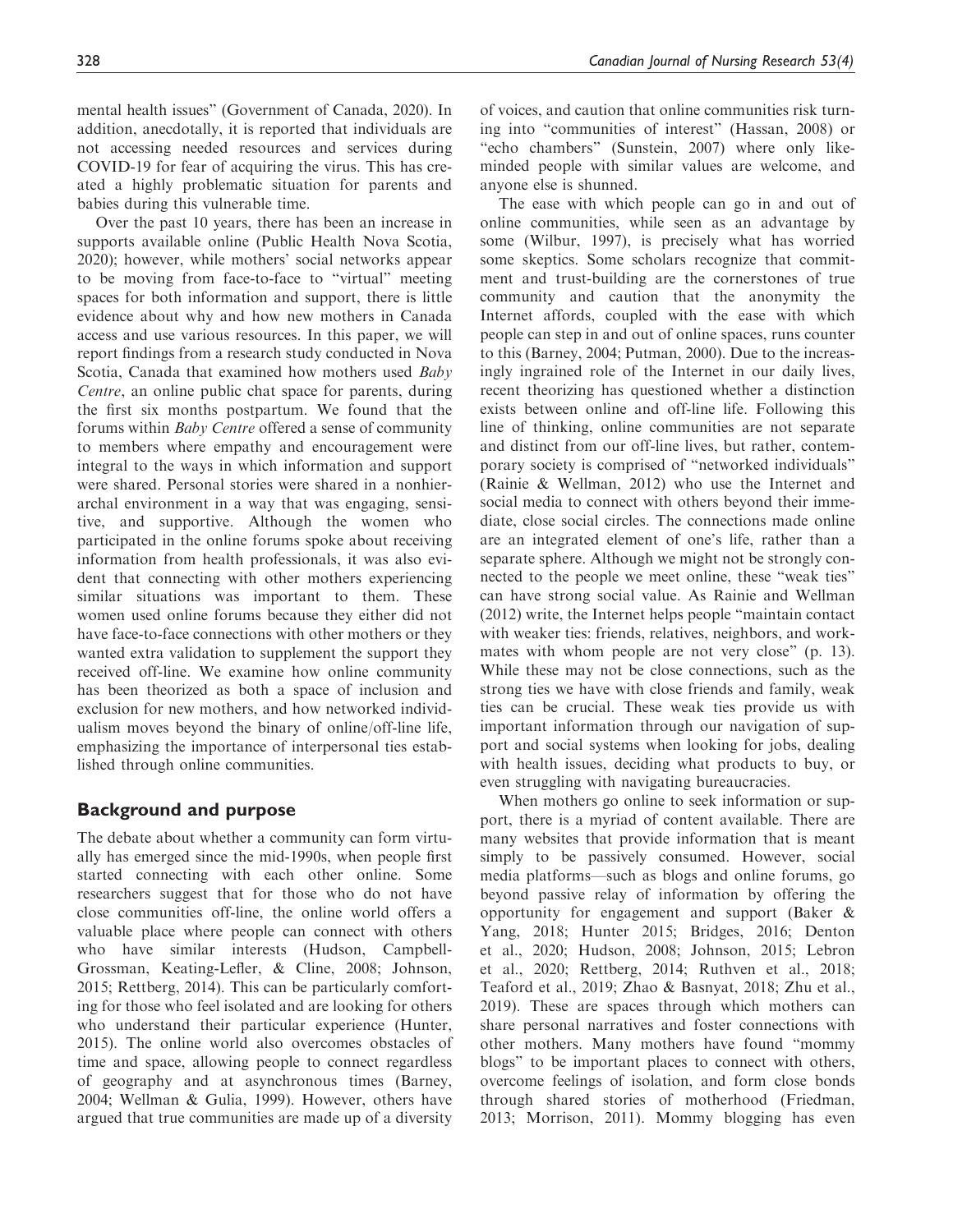mental health issues" (Government of Canada, 2020). In addition, anecdotally, it is reported that individuals are not accessing needed resources and services during COVID-19 for fear of acquiring the virus. This has created a highly problematic situation for parents and babies during this vulnerable time.

Over the past 10 years, there has been an increase in supports available online (Public Health Nova Scotia, 2020); however, while mothers' social networks appear to be moving from face-to-face to "virtual" meeting spaces for both information and support, there is little evidence about why and how new mothers in Canada access and use various resources. In this paper, we will report findings from a research study conducted in Nova Scotia, Canada that examined how mothers used *Baby Centre*, an online public chat space for parents, during the first six months postpartum. We found that the forums within *Baby Centre* offered a sense of community to members where empathy and encouragement were integral to the ways in which information and support were shared. Personal stories were shared in a nonhierarchal environment in a way that was engaging, sensitive, and supportive. Although the women who participated in the online forums spoke about receiving information from health professionals, it was also evident that connecting with other mothers experiencing similar situations was important to them. These women used online forums because they either did not have face-to-face connections with other mothers or they wanted extra validation to supplement the support they received off-line. We examine how online community has been theorized as both a space of inclusion and exclusion for new mothers, and how networked individualism moves beyond the binary of online/off-line life, emphasizing the importance of interpersonal ties established through online communities.

## Background and purpose

The debate about whether a community can form virtually has emerged since the mid-1990s, when people first started connecting with each other online. Some researchers suggest that for those who do not have close communities off-line, the online world offers a valuable place where people can connect with others who have similar interests (Hudson, Campbell-Grossman, Keating-Lefler, & Cline, 2008; Johnson, 2015; Rettberg, 2014). This can be particularly comforting for those who feel isolated and are looking for others who understand their particular experience (Hunter, 2015). The online world also overcomes obstacles of time and space, allowing people to connect regardless of geography and at asynchronous times (Barney, 2004; Wellman & Gulia, 1999). However, others have argued that true communities are made up of a diversity of voices, and caution that online communities risk turning into "communities of interest" (Hassan, 2008) or "echo chambers" (Sunstein, 2007) where only like-minded people with similar values are welcome, and anyone else is shunned.

The ease with which people can go in and out of online communities, while seen as an advantage by some (Wilbur, 1997), is precisely what has worried some skeptics. Some scholars recognize that commitment and trust-building are the cornerstones of true community and caution that the anonymity the Internet affords, coupled with the ease with which people can step in and out of online spaces, runs counter to this (Barney, 2004; Putman, 2000). Due to the increasingly ingrained role of the Internet in our daily lives, recent theorizing has questioned whether a distinction exists between online and off-line life. Following this line of thinking, online communities are not separate and distinct from our off-line lives, but rather, contemporary society is comprised of "networked individuals" (Rainie & Wellman, 2012) who use the Internet and social media to connect with others beyond their immediate, close social circles. The connections made online are an integrated element of one's life, rather than a separate sphere. Although we might not be strongly connected to the people we meet online, these "weak ties" can have strong social value. As Rainie and Wellman (2012) write, the Internet helps people "maintain contact with weaker ties: friends, relatives, neighbors, and workmates with whom people are not very close" (p. 13). While these may not be close connections, such as the strong ties we have with close friends and family, weak ties can be crucial. These weak ties provide us with important information through our navigation of support and social systems when looking for jobs, dealing with health issues, deciding what products to buy, or even struggling with navigating bureaucracies.

When mothers go online to seek information or support, there is a myriad of content available. There are many websites that provide information that is meant simply to be passively consumed. However, social media platforms—such as blogs and online forums, go beyond passive relay of information by offering the opportunity for engagement and support (Baker & Yang, 2018; Hunter 2015; Bridges, 2016; Denton et al., 2020; Hudson, 2008; Johnson, 2015; Lebron et al., 2020; Rettberg, 2014; Ruthven et al., 2018; Teaford et al., 2019; Zhao & Basnyat, 2018; Zhu et al., 2019). These are spaces through which mothers can share personal narratives and foster connections with other mothers. Many mothers have found "mommy blogs" to be important places to connect with others, overcome feelings of isolation, and form close bonds through shared stories of motherhood (Friedman, 2013; Morrison, 2011). Mommy blogging has even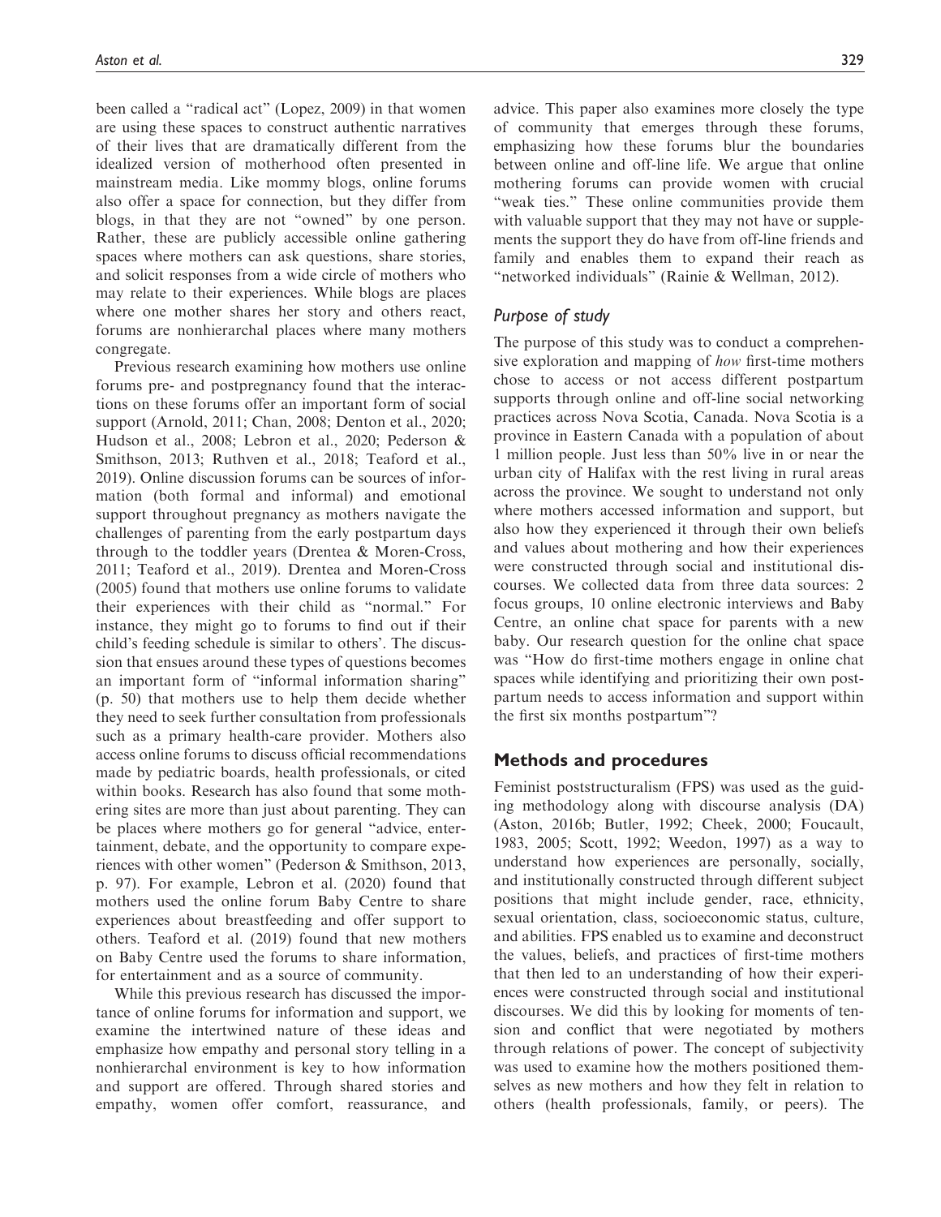been called a "radical act" (Lopez, 2009) in that women are using these spaces to construct authentic narratives of their lives that are dramatically different from the idealized version of motherhood often presented in mainstream media. Like mommy blogs, online forums also offer a space for connection, but they differ from blogs, in that they are not "owned" by one person. Rather, these are publicly accessible online gathering spaces where mothers can ask questions, share stories, and solicit responses from a wide circle of mothers who may relate to their experiences. While blogs are places where one mother shares her story and others react, forums are nonhierarchal places where many mothers congregate.

Previous research examining how mothers use online forums pre- and postpregnancy found that the interactions on these forums offer an important form of social support (Arnold, 2011; Chan, 2008; Denton et al., 2020; Hudson et al., 2008; Lebron et al., 2020; Pederson & Smithson, 2013; Ruthven et al., 2018; Teaford et al., 2019). Online discussion forums can be sources of information (both formal and informal) and emotional support throughout pregnancy as mothers navigate the challenges of parenting from the early postpartum days through to the toddler years (Drentea & Moren-Cross, 2011; Teaford et al., 2019). Drentea and Moren-Cross (2005) found that mothers use online forums to validate their experiences with their child as "normal." For instance, they might go to forums to find out if their child's feeding schedule is similar to others'. The discussion that ensues around these types of questions becomes an important form of "informal information sharing" (p. 50) that mothers use to help them decide whether they need to seek further consultation from professionals such as a primary health-care provider. Mothers also access online forums to discuss official recommendations made by pediatric boards, health professionals, or cited within books. Research has also found that some mothering sites are more than just about parenting. They can be places where mothers go for general "advice, entertainment, debate, and the opportunity to compare experiences with other women" (Pederson & Smithson, 2013, p. 97). For example, Lebron et al. (2020) found that mothers used the online forum Baby Centre to share experiences about breastfeeding and offer support to others. Teaford et al. (2019) found that new mothers on Baby Centre used the forums to share information, for entertainment and as a source of community.

While this previous research has discussed the importance of online forums for information and support, we examine the intertwined nature of these ideas and emphasize how empathy and personal story telling in a nonhierarchal environment is key to how information and support are offered. Through shared stories and empathy, women offer comfort, reassurance, and advice. This paper also examines more closely the type of community that emerges through these forums, emphasizing how these forums blur the boundaries between online and off-line life. We argue that online mothering forums can provide women with crucial "weak ties." These online communities provide them with valuable support that they may not have or supplements the support they do have from off-line friends and family and enables them to expand their reach as "networked individuals" (Rainie & Wellman, 2012).

### *Purpose of study*

The purpose of this study was to conduct a comprehensive exploration and mapping of *how* first-time mothers chose to access or not access different postpartum supports through online and off-line social networking practices across Nova Scotia, Canada. Nova Scotia is a province in Eastern Canada with a population of about 1 million people. Just less than 50% live in or near the urban city of Halifax with the rest living in rural areas across the province. We sought to understand not only where mothers accessed information and support, but also how they experienced it through their own beliefs and values about mothering and how their experiences were constructed through social and institutional discourses. We collected data from three data sources: 2 focus groups, 10 online electronic interviews and Baby Centre, an online chat space for parents with a new baby. Our research question for the online chat space was "How do first-time mothers engage in online chat spaces while identifying and prioritizing their own postpartum needs to access information and support within the first six months postpartum"?

## Methods and procedures

Feminist poststructuralism (FPS) was used as the guiding methodology along with discourse analysis (DA) (Aston, 2016b; Butler, 1992; Cheek, 2000; Foucault, 1983, 2005; Scott, 1992; Weedon, 1997) as a way to understand how experiences are personally, socially, and institutionally constructed through different subject positions that might include gender, race, ethnicity, sexual orientation, class, socioeconomic status, culture, and abilities. FPS enabled us to examine and deconstruct the values, beliefs, and practices of first-time mothers that then led to an understanding of how their experiences were constructed through social and institutional discourses. We did this by looking for moments of tension and conflict that were negotiated by mothers through relations of power. The concept of subjectivity was used to examine how the mothers positioned themselves as new mothers and how they felt in relation to others (health professionals, family, or peers). The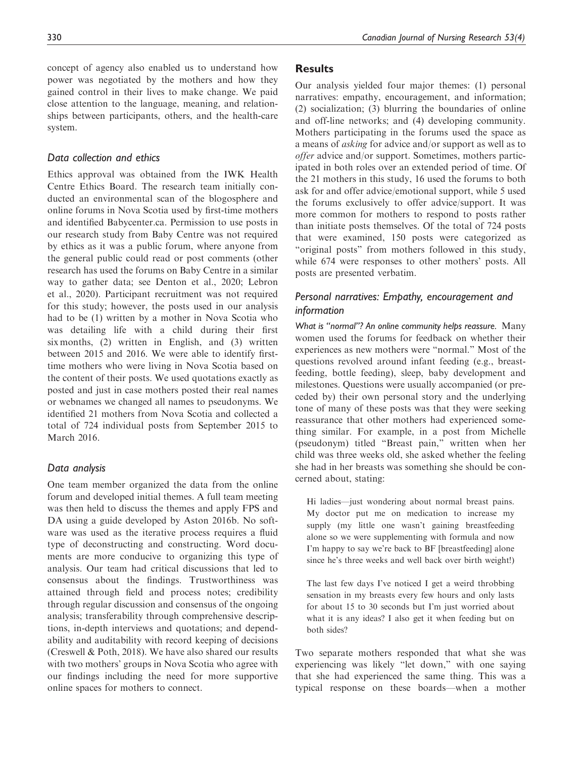concept of agency also enabled us to understand how power was negotiated by the mothers and how they gained control in their lives to make change. We paid close attention to the language, meaning, and relationships between participants, others, and the health-care system.

### *Data collection and ethics*

Ethics approval was obtained from the IWK Health Centre Ethics Board. The research team initially conducted an environmental scan of the blogosphere and online forums in Nova Scotia used by first-time mothers and identified Babycenter.ca. Permission to use posts in our research study from Baby Centre was not required by ethics as it was a public forum, where anyone from the general public could read or post comments (other research has used the forums on Baby Centre in a similar way to gather data; see Denton et al., 2020; Lebron et al., 2020). Participant recruitment was not required for this study; however, the posts used in our analysis had to be (1) written by a mother in Nova Scotia who was detailing life with a child during their first six months, (2) written in English, and (3) written between 2015 and 2016. We were able to identify first-time mothers who were living in Nova Scotia based on the content of their posts. We used quotations exactly as posted and just in case mothers posted their real names or webnames we changed all names to pseudonyms. We identified 21 mothers from Nova Scotia and collected a total of 724 individual posts from September 2015 to March 2016.

### *Data analysis*

One team member organized the data from the online forum and developed initial themes. A full team meeting was then held to discuss the themes and apply FPS and DA using a guide developed by Aston 2016b. No software was used as the iterative process requires a fluid type of deconstructing and constructing. Word documents are more conducive to organizing this type of analysis. Our team had critical discussions that led to consensus about the findings. Trustworthiness was attained through field and process notes; credibility through regular discussion and consensus of the ongoing analysis; transferability through comprehensive descriptions, in-depth interviews and quotations; and dependability and auditability with record keeping of decisions (Creswell & Poth, 2018). We have also shared our results with two mothers' groups in Nova Scotia who agree with our findings including the need for more supportive online spaces for mothers to connect.

## Results

Our analysis yielded four major themes: (1) personal narratives: empathy, encouragement, and information; (2) socialization; (3) blurring the boundaries of online and off-line networks; and (4) developing community. Mothers participating in the forums used the space as a means of *asking* for advice and/or support as well as to *offer* advice and/or support. Sometimes, mothers participated in both roles over an extended period of time. Of the 21 mothers in this study, 16 used the forums to both ask for and offer advice/emotional support, while 5 used the forums exclusively to offer advice/support. It was more common for mothers to respond to posts rather than initiate posts themselves. Of the total of 724 posts that were examined, 150 posts were categorized as "original posts" from mothers followed in this study, while 674 were responses to other mothers' posts. All posts are presented verbatim.

### *Personal narratives: Empathy, encouragement and information*

*What is "normal"? An online community helps reassure.* Many women used the forums for feedback on whether their experiences as new mothers were "normal." Most of the questions revolved around infant feeding (e.g., breastfeeding, bottle feeding), sleep, baby development and milestones. Questions were usually accompanied (or preceded by) their own personal story and the underlying tone of many of these posts was that they were seeking reassurance that other mothers had experienced something similar. For example, in a post from Michelle (pseudonym) titled "Breast pain," written when her child was three weeks old, she asked whether the feeling she had in her breasts was something she should be concerned about, stating:

> Hi ladies—just wondering about normal breast pains. My doctor put me on medication to increase my supply (my little one wasn't gaining breastfeeding alone so we were supplementing with formula and now I'm happy to say we're back to BF [breastfeeding] alone since he's three weeks and well back over birth weight!)
>
> The last few days I've noticed I get a weird throbbing sensation in my breasts every few hours and only lasts for about 15 to 30 seconds but I'm just worried about what it is any ideas? I also get it when feeding but on both sides?

Two separate mothers responded that what she was experiencing was likely "let down," with one saying that she had experienced the same thing. This was a typical response on these boards—when a mother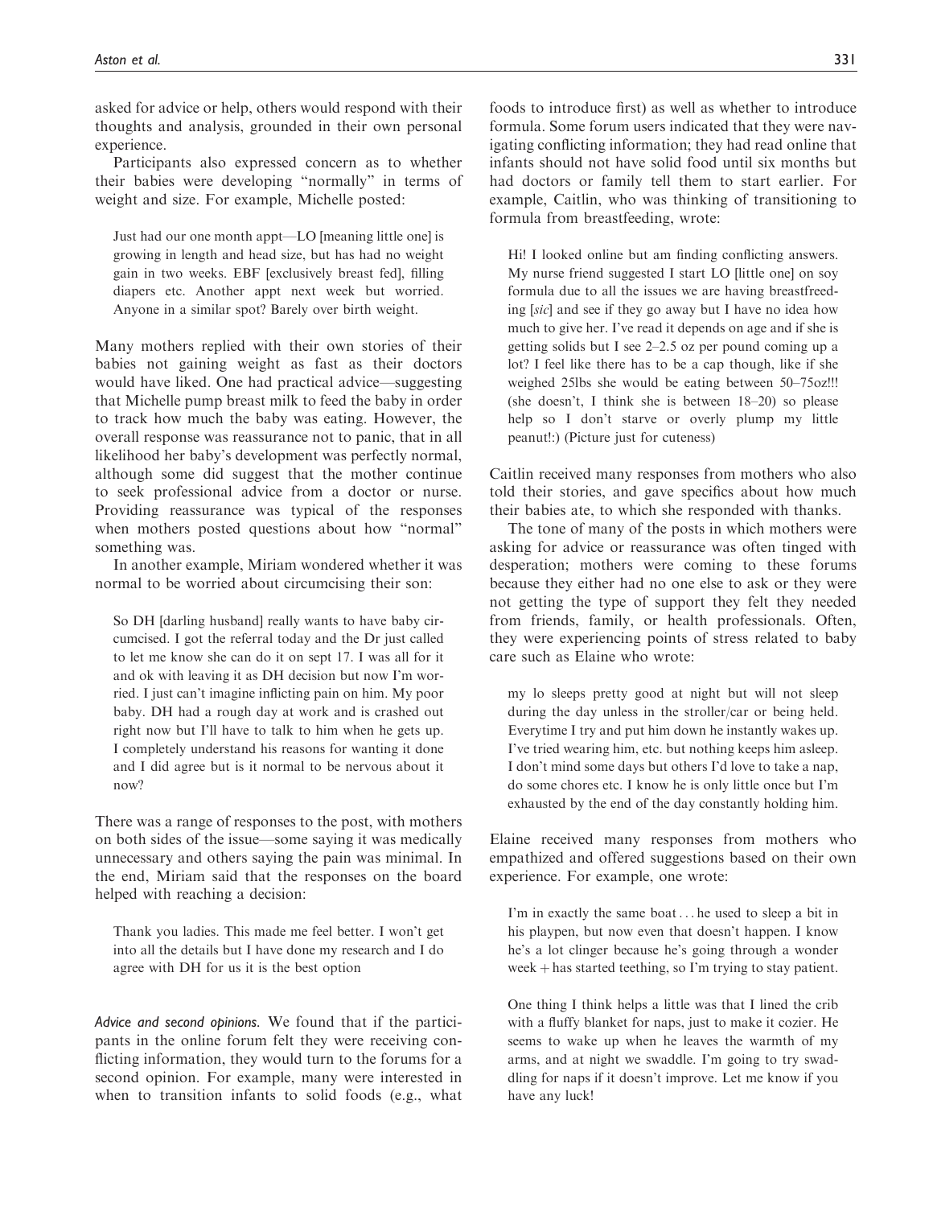asked for advice or help, others would respond with their thoughts and analysis, grounded in their own personal experience.

Participants also expressed concern as to whether their babies were developing "normally" in terms of weight and size. For example, Michelle posted:

> Just had our one month appt—LO [meaning little one] is growing in length and head size, but has had no weight gain in two weeks. EBF [exclusively breast fed], filling diapers etc. Another appt next week but worried. Anyone in a similar spot? Barely over birth weight.

Many mothers replied with their own stories of their babies not gaining weight as fast as their doctors would have liked. One had practical advice—suggesting that Michelle pump breast milk to feed the baby in order to track how much the baby was eating. However, the overall response was reassurance not to panic, that in all likelihood her baby's development was perfectly normal, although some did suggest that the mother continue to seek professional advice from a doctor or nurse. Providing reassurance was typical of the responses when mothers posted questions about how "normal" something was.

In another example, Miriam wondered whether it was normal to be worried about circumcising their son:

> So DH [darling husband] really wants to have baby circumcised. I got the referral today and the Dr just called to let me know she can do it on sept 17. I was all for it and ok with leaving it as DH decision but now I'm worried. I just can't imagine inflicting pain on him. My poor baby. DH had a rough day at work and is crashed out right now but I'll have to talk to him when he gets up. I completely understand his reasons for wanting it done and I did agree but is it normal to be nervous about it now?

There was a range of responses to the post, with mothers on both sides of the issue—some saying it was medically unnecessary and others saying the pain was minimal. In the end, Miriam said that the responses on the board helped with reaching a decision:

> Thank you ladies. This made me feel better. I won't get into all the details but I have done my research and I do agree with DH for us it is the best option

*Advice and second opinions.* We found that if the participants in the online forum felt they were receiving conflicting information, they would turn to the forums for a second opinion. For example, many were interested in when to transition infants to solid foods (e.g., what foods to introduce first) as well as whether to introduce formula. Some forum users indicated that they were navigating conflicting information; they had read online that infants should not have solid food until six months but had doctors or family tell them to start earlier. For example, Caitlin, who was thinking of transitioning to formula from breastfeeding, wrote:

> Hi! I looked online but am finding conflicting answers. My nurse friend suggested I start LO [little one] on soy formula due to all the issues we are having breastfreeding [*sic*] and see if they go away but I have no idea how much to give her. I've read it depends on age and if she is getting solids but I see 2–2.5 oz per pound coming up a lot? I feel like there has to be a cap though, like if she weighed 25lbs she would be eating between 50–75oz!!! (she doesn't, I think she is between 18–20) so please help so I don't starve or overly plump my little peanut!:) (Picture just for cuteness)

Caitlin received many responses from mothers who also told their stories, and gave specifics about how much their babies ate, to which she responded with thanks.

The tone of many of the posts in which mothers were asking for advice or reassurance was often tinged with desperation; mothers were coming to these forums because they either had no one else to ask or they were not getting the type of support they felt they needed from friends, family, or health professionals. Often, they were experiencing points of stress related to baby care such as Elaine who wrote:

> my lo sleeps pretty good at night but will not sleep during the day unless in the stroller/car or being held. Everytime I try and put him down he instantly wakes up. I've tried wearing him, etc. but nothing keeps him asleep. I don't mind some days but others I'd love to take a nap, do some chores etc. I know he is only little once but I'm exhausted by the end of the day constantly holding him.

Elaine received many responses from mothers who empathized and offered suggestions based on their own experience. For example, one wrote:

> I'm in exactly the same boat… he used to sleep a bit in his playpen, but now even that doesn't happen. I know he's a lot clinger because he's going through a wonder week + has started teething, so I'm trying to stay patient.
>
> One thing I think helps a little was that I lined the crib with a fluffy blanket for naps, just to make it cozier. He seems to wake up when he leaves the warmth of my arms, and at night we swaddle. I'm going to try swaddling for naps if it doesn't improve. Let me know if you have any luck!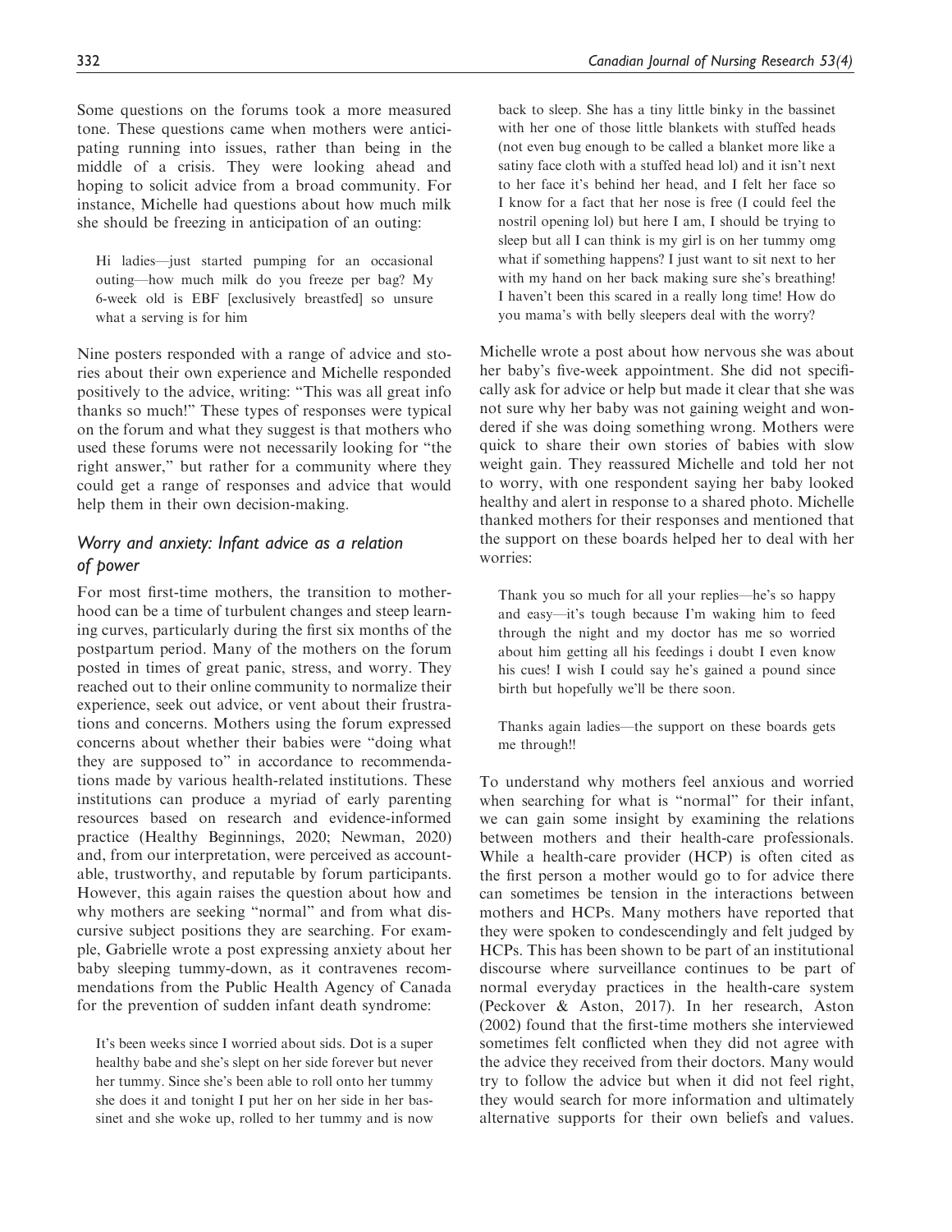Some questions on the forums took a more measured tone. These questions came when mothers were anticipating running into issues, rather than being in the middle of a crisis. They were looking ahead and hoping to solicit advice from a broad community. For instance, Michelle had questions about how much milk she should be freezing in anticipation of an outing:

> Hi ladies—just started pumping for an occasional outing—how much milk do you freeze per bag? My 6-week old is EBF [exclusively breastfed] so unsure what a serving is for him

Nine posters responded with a range of advice and stories about their own experience and Michelle responded positively to the advice, writing: "This was all great info thanks so much!" These types of responses were typical on the forum and what they suggest is that mothers who used these forums were not necessarily looking for "the right answer," but rather for a community where they could get a range of responses and advice that would help them in their own decision-making.

### *Worry and anxiety: Infant advice as a relation of power*

For most first-time mothers, the transition to motherhood can be a time of turbulent changes and steep learning curves, particularly during the first six months of the postpartum period. Many of the mothers on the forum posted in times of great panic, stress, and worry. They reached out to their online community to normalize their experience, seek out advice, or vent about their frustrations and concerns. Mothers using the forum expressed concerns about whether their babies were "doing what they are supposed to" in accordance to recommendations made by various health-related institutions. These institutions can produce a myriad of early parenting resources based on research and evidence-informed practice (Healthy Beginnings, 2020; Newman, 2020) and, from our interpretation, were perceived as accountable, trustworthy, and reputable by forum participants. However, this again raises the question about how and why mothers are seeking "normal" and from what discursive subject positions they are searching. For example, Gabrielle wrote a post expressing anxiety about her baby sleeping tummy-down, as it contravenes recommendations from the Public Health Agency of Canada for the prevention of sudden infant death syndrome:

> It's been weeks since I worried about sids. Dot is a super healthy babe and she's slept on her side forever but never her tummy. Since she's been able to roll onto her tummy she does it and tonight I put her on her side in her bassinet and she woke up, rolled to her tummy and is now back to sleep. She has a tiny little binky in the bassinet with her one of those little blankets with stuffed heads (not even bug enough to be called a blanket more like a satiny face cloth with a stuffed head lol) and it isn't next to her face it's behind her head, and I felt her face so I know for a fact that her nose is free (I could feel the nostril opening lol) but here I am, I should be trying to sleep but all I can think is my girl is on her tummy omg what if something happens? I just want to sit next to her with my hand on her back making sure she's breathing! I haven't been this scared in a really long time! How do you mama's with belly sleepers deal with the worry?

Michelle wrote a post about how nervous she was about her baby's five-week appointment. She did not specifically ask for advice or help but made it clear that she was not sure why her baby was not gaining weight and wondered if she was doing something wrong. Mothers were quick to share their own stories of babies with slow weight gain. They reassured Michelle and told her not to worry, with one respondent saying her baby looked healthy and alert in response to a shared photo. Michelle thanked mothers for their responses and mentioned that the support on these boards helped her to deal with her worries:

> Thank you so much for all your replies—he's so happy and easy—it's tough because I'm waking him to feed through the night and my doctor has me so worried about him getting all his feedings i doubt I even know his cues! I wish I could say he's gained a pound since birth but hopefully we'll be there soon.
>
> Thanks again ladies—the support on these boards gets me through!!

To understand why mothers feel anxious and worried when searching for what is "normal" for their infant, we can gain some insight by examining the relations between mothers and their health-care professionals. While a health-care provider (HCP) is often cited as the first person a mother would go to for advice there can sometimes be tension in the interactions between mothers and HCPs. Many mothers have reported that they were spoken to condescendingly and felt judged by HCPs. This has been shown to be part of an institutional discourse where surveillance continues to be part of normal everyday practices in the health-care system (Peckover & Aston, 2017). In her research, Aston (2002) found that the first-time mothers she interviewed sometimes felt conflicted when they did not agree with the advice they received from their doctors. Many would try to follow the advice but when it did not feel right, they would search for more information and ultimately alternative supports for their own beliefs and values.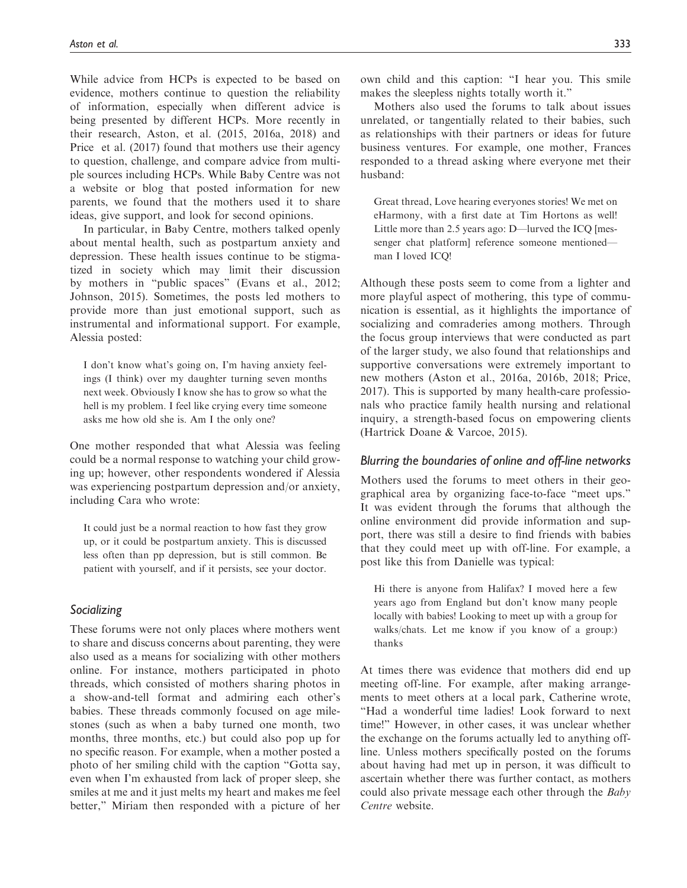While advice from HCPs is expected to be based on evidence, mothers continue to question the reliability of information, especially when different advice is being presented by different HCPs. More recently in their research, Aston, et al. (2015, 2016a, 2018) and Price et al. (2017) found that mothers use their agency to question, challenge, and compare advice from multiple sources including HCPs. While Baby Centre was not a website or blog that posted information for new parents, we found that the mothers used it to share ideas, give support, and look for second opinions.

In particular, in Baby Centre, mothers talked openly about mental health, such as postpartum anxiety and depression. These health issues continue to be stigmatized in society which may limit their discussion by mothers in "public spaces" (Evans et al., 2012; Johnson, 2015). Sometimes, the posts led mothers to provide more than just emotional support, such as instrumental and informational support. For example, Alessia posted:

> I don't know what's going on, I'm having anxiety feelings (I think) over my daughter turning seven months next week. Obviously I know she has to grow so what the hell is my problem. I feel like crying every time someone asks me how old she is. Am I the only one?

One mother responded that what Alessia was feeling could be a normal response to watching your child growing up; however, other respondents wondered if Alessia was experiencing postpartum depression and/or anxiety, including Cara who wrote:

> It could just be a normal reaction to how fast they grow up, or it could be postpartum anxiety. This is discussed less often than pp depression, but is still common. Be patient with yourself, and if it persists, see your doctor.

### *Socializing*

These forums were not only places where mothers went to share and discuss concerns about parenting, they were also used as a means for socializing with other mothers online. For instance, mothers participated in photo threads, which consisted of mothers sharing photos in a show-and-tell format and admiring each other's babies. These threads commonly focused on age milestones (such as when a baby turned one month, two months, three months, etc.) but could also pop up for no specific reason. For example, when a mother posted a photo of her smiling child with the caption "Gotta say, even when I'm exhausted from lack of proper sleep, she smiles at me and it just melts my heart and makes me feel better," Miriam then responded with a picture of her own child and this caption: "I hear you. This smile makes the sleepless nights totally worth it."

Mothers also used the forums to talk about issues unrelated, or tangentially related to their babies, such as relationships with their partners or ideas for future business ventures. For example, one mother, Frances responded to a thread asking where everyone met their husband:

> Great thread, Love hearing everyones stories! We met on eHarmony, with a first date at Tim Hortons as well! Little more than 2.5 years ago: D—lurved the ICQ [messenger chat platform] reference someone mentioned—man I loved ICQ!

Although these posts seem to come from a lighter and more playful aspect of mothering, this type of communication is essential, as it highlights the importance of socializing and comraderies among mothers. Through the focus group interviews that were conducted as part of the larger study, we also found that relationships and supportive conversations were extremely important to new mothers (Aston et al., 2016a, 2016b, 2018; Price, 2017). This is supported by many health-care professionals who practice family health nursing and relational inquiry, a strength-based focus on empowering clients (Hartrick Doane & Varcoe, 2015).

### *Blurring the boundaries of online and off-line networks*

Mothers used the forums to meet others in their geographical area by organizing face-to-face "meet ups." It was evident through the forums that although the online environment did provide information and support, there was still a desire to find friends with babies that they could meet up with off-line. For example, a post like this from Danielle was typical:

> Hi there is anyone from Halifax? I moved here a few years ago from England but don't know many people locally with babies! Looking to meet up with a group for walks/chats. Let me know if you know of a group:) thanks

At times there was evidence that mothers did end up meeting off-line. For example, after making arrangements to meet others at a local park, Catherine wrote, "Had a wonderful time ladies! Look forward to next time!" However, in other cases, it was unclear whether the exchange on the forums actually led to anything off-line. Unless mothers specifically posted on the forums about having had met up in person, it was difficult to ascertain whether there was further contact, as mothers could also private message each other through the *Baby Centre* website.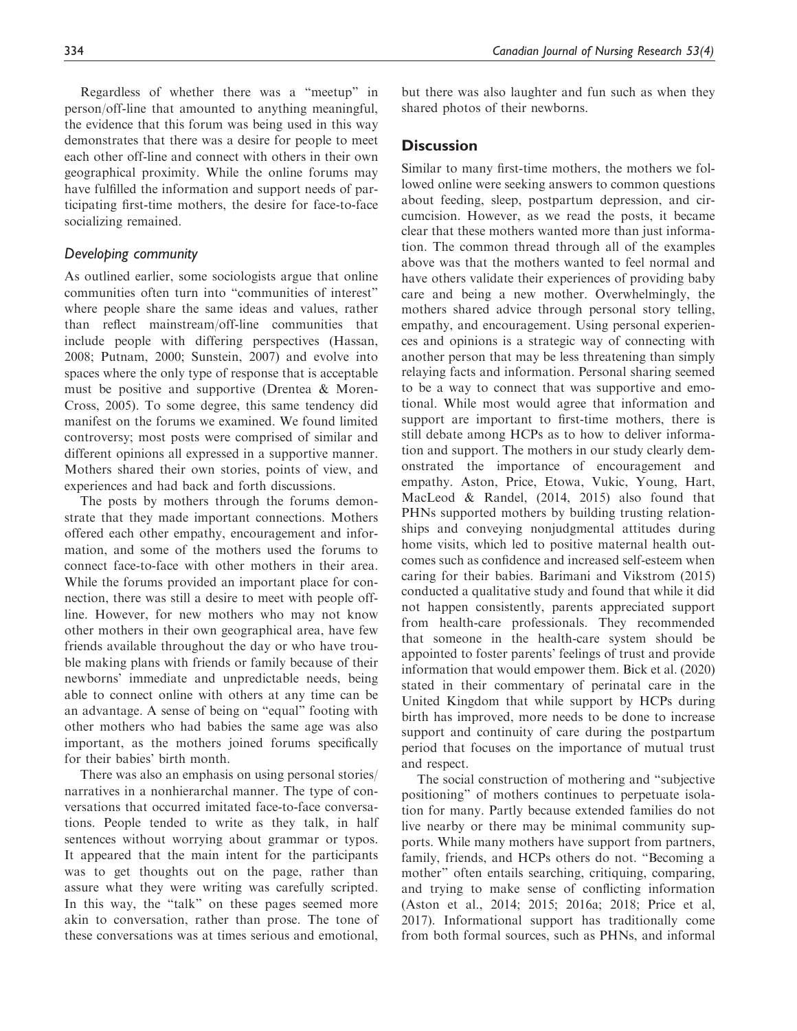Regardless of whether there was a "meetup" in person/off-line that amounted to anything meaningful, the evidence that this forum was being used in this way demonstrates that there was a desire for people to meet each other off-line and connect with others in their own geographical proximity. While the online forums may have fulfilled the information and support needs of participating first-time mothers, the desire for face-to-face socializing remained.

### *Developing community*

As outlined earlier, some sociologists argue that online communities often turn into "communities of interest" where people share the same ideas and values, rather than reflect mainstream/off-line communities that include people with differing perspectives (Hassan, 2008; Putnam, 2000; Sunstein, 2007) and evolve into spaces where the only type of response that is acceptable must be positive and supportive (Drentea & Moren-Cross, 2005). To some degree, this same tendency did manifest on the forums we examined. We found limited controversy; most posts were comprised of similar and different opinions all expressed in a supportive manner. Mothers shared their own stories, points of view, and experiences and had back and forth discussions.

The posts by mothers through the forums demonstrate that they made important connections. Mothers offered each other empathy, encouragement and information, and some of the mothers used the forums to connect face-to-face with other mothers in their area. While the forums provided an important place for connection, there was still a desire to meet with people off-line. However, for new mothers who may not know other mothers in their own geographical area, have few friends available throughout the day or who have trouble making plans with friends or family because of their newborns' immediate and unpredictable needs, being able to connect online with others at any time can be an advantage. A sense of being on "equal" footing with other mothers who had babies the same age was also important, as the mothers joined forums specifically for their babies' birth month.

There was also an emphasis on using personal stories/narratives in a nonhierarchal manner. The type of conversations that occurred imitated face-to-face conversations. People tended to write as they talk, in half sentences without worrying about grammar or typos. It appeared that the main intent for the participants was to get thoughts out on the page, rather than assure what they were writing was carefully scripted. In this way, the "talk" on these pages seemed more akin to conversation, rather than prose. The tone of these conversations was at times serious and emotional, but there was also laughter and fun such as when they shared photos of their newborns.

## Discussion

Similar to many first-time mothers, the mothers we followed online were seeking answers to common questions about feeding, sleep, postpartum depression, and circumcision. However, as we read the posts, it became clear that these mothers wanted more than just information. The common thread through all of the examples above was that the mothers wanted to feel normal and have others validate their experiences of providing baby care and being a new mother. Overwhelmingly, the mothers shared advice through personal story telling, empathy, and encouragement. Using personal experiences and opinions is a strategic way of connecting with another person that may be less threatening than simply relaying facts and information. Personal sharing seemed to be a way to connect that was supportive and emotional. While most would agree that information and support are important to first-time mothers, there is still debate among HCPs as to how to deliver information and support. The mothers in our study clearly demonstrated the importance of encouragement and empathy. Aston, Price, Etowa, Vukic, Young, Hart, MacLeod & Randel, (2014, 2015) also found that PHNs supported mothers by building trusting relationships and conveying nonjudgmental attitudes during home visits, which led to positive maternal health outcomes such as confidence and increased self-esteem when caring for their babies. Barimani and Vikstrom (2015) conducted a qualitative study and found that while it did not happen consistently, parents appreciated support from health-care professionals. They recommended that someone in the health-care system should be appointed to foster parents' feelings of trust and provide information that would empower them. Bick et al. (2020) stated in their commentary of perinatal care in the United Kingdom that while support by HCPs during birth has improved, more needs to be done to increase support and continuity of care during the postpartum period that focuses on the importance of mutual trust and respect.

The social construction of mothering and "subjective positioning" of mothers continues to perpetuate isolation for many. Partly because extended families do not live nearby or there may be minimal community supports. While many mothers have support from partners, family, friends, and HCPs others do not. "Becoming a mother" often entails searching, critiquing, comparing, and trying to make sense of conflicting information (Aston et al., 2014; 2015; 2016a; 2018; Price et al, 2017). Informational support has traditionally come from both formal sources, such as PHNs, and informal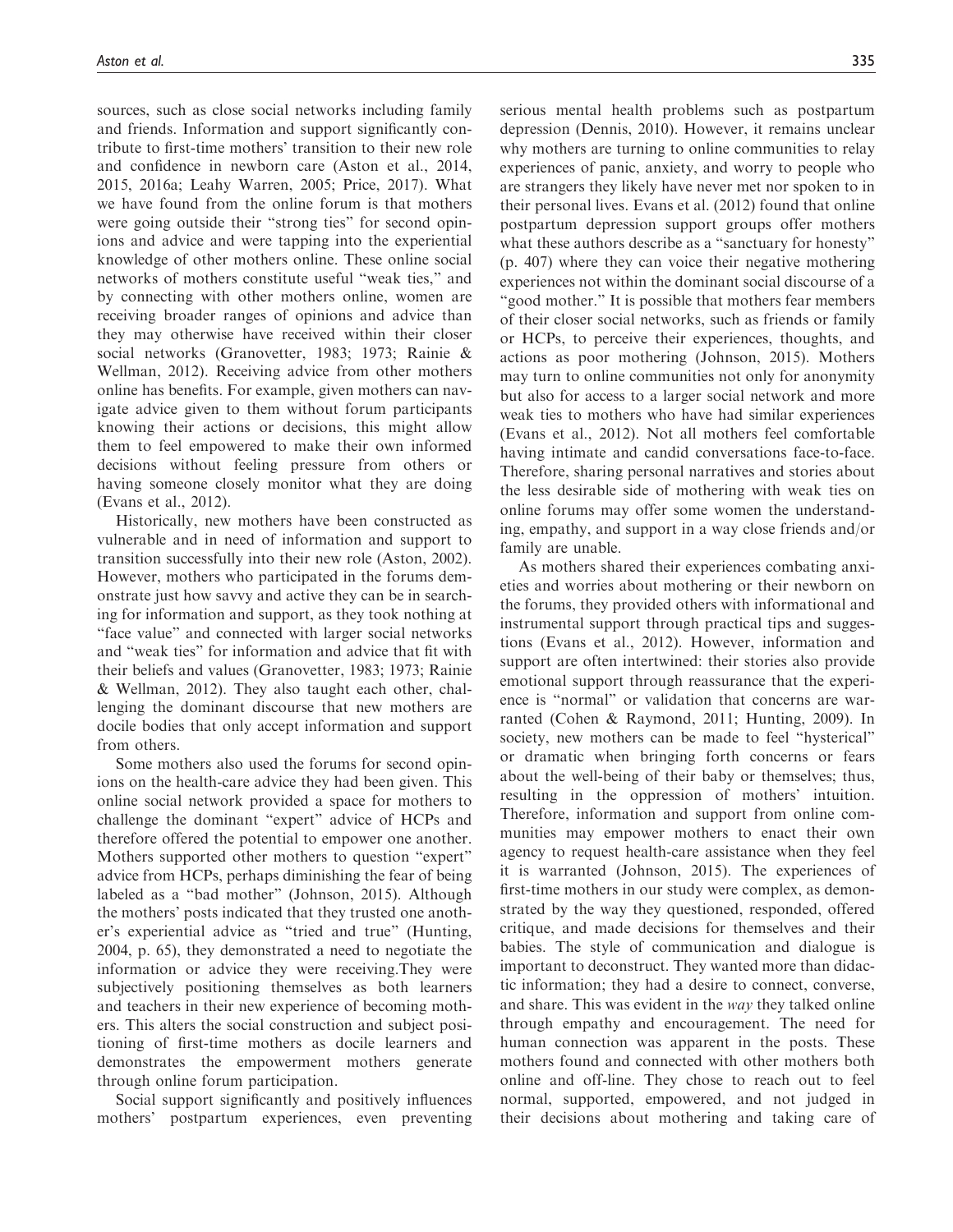sources, such as close social networks including family and friends. Information and support significantly contribute to first-time mothers' transition to their new role and confidence in newborn care (Aston et al., 2014, 2015, 2016a; Leahy Warren, 2005; Price, 2017). What we have found from the online forum is that mothers were going outside their "strong ties" for second opinions and advice and were tapping into the experiential knowledge of other mothers online. These online social networks of mothers constitute useful "weak ties," and by connecting with other mothers online, women are receiving broader ranges of opinions and advice than they may otherwise have received within their closer social networks (Granovetter, 1983; 1973; Rainie & Wellman, 2012). Receiving advice from other mothers online has benefits. For example, given mothers can navigate advice given to them without forum participants knowing their actions or decisions, this might allow them to feel empowered to make their own informed decisions without feeling pressure from others or having someone closely monitor what they are doing (Evans et al., 2012).

Historically, new mothers have been constructed as vulnerable and in need of information and support to transition successfully into their new role (Aston, 2002). However, mothers who participated in the forums demonstrate just how savvy and active they can be in searching for information and support, as they took nothing at "face value" and connected with larger social networks and "weak ties" for information and advice that fit with their beliefs and values (Granovetter, 1983; 1973; Rainie & Wellman, 2012). They also taught each other, challenging the dominant discourse that new mothers are docile bodies that only accept information and support from others.

Some mothers also used the forums for second opinions on the health-care advice they had been given. This online social network provided a space for mothers to challenge the dominant "expert" advice of HCPs and therefore offered the potential to empower one another. Mothers supported other mothers to question "expert" advice from HCPs, perhaps diminishing the fear of being labeled as a "bad mother" (Johnson, 2015). Although the mothers' posts indicated that they trusted one another's experiential advice as "tried and true" (Hunting, 2004, p. 65), they demonstrated a need to negotiate the information or advice they were receiving.They were subjectively positioning themselves as both learners and teachers in their new experience of becoming mothers. This alters the social construction and subject positioning of first-time mothers as docile learners and demonstrates the empowerment mothers generate through online forum participation.

Social support significantly and positively influences mothers' postpartum experiences, even preventing serious mental health problems such as postpartum depression (Dennis, 2010). However, it remains unclear why mothers are turning to online communities to relay experiences of panic, anxiety, and worry to people who are strangers they likely have never met nor spoken to in their personal lives. Evans et al. (2012) found that online postpartum depression support groups offer mothers what these authors describe as a "sanctuary for honesty" (p. 407) where they can voice their negative mothering experiences not within the dominant social discourse of a "good mother." It is possible that mothers fear members of their closer social networks, such as friends or family or HCPs, to perceive their experiences, thoughts, and actions as poor mothering (Johnson, 2015). Mothers may turn to online communities not only for anonymity but also for access to a larger social network and more weak ties to mothers who have had similar experiences (Evans et al., 2012). Not all mothers feel comfortable having intimate and candid conversations face-to-face. Therefore, sharing personal narratives and stories about the less desirable side of mothering with weak ties on online forums may offer some women the understanding, empathy, and support in a way close friends and/or family are unable.

As mothers shared their experiences combating anxieties and worries about mothering or their newborn on the forums, they provided others with informational and instrumental support through practical tips and suggestions (Evans et al., 2012). However, information and support are often intertwined: their stories also provide emotional support through reassurance that the experience is "normal" or validation that concerns are warranted (Cohen & Raymond, 2011; Hunting, 2009). In society, new mothers can be made to feel "hysterical" or dramatic when bringing forth concerns or fears about the well-being of their baby or themselves; thus, resulting in the oppression of mothers' intuition. Therefore, information and support from online communities may empower mothers to enact their own agency to request health-care assistance when they feel it is warranted (Johnson, 2015). The experiences of first-time mothers in our study were complex, as demonstrated by the way they questioned, responded, offered critique, and made decisions for themselves and their babies. The style of communication and dialogue is important to deconstruct. They wanted more than didactic information; they had a desire to connect, converse, and share. This was evident in the *way* they talked online through empathy and encouragement. The need for human connection was apparent in the posts. These mothers found and connected with other mothers both online and off-line. They chose to reach out to feel normal, supported, empowered, and not judged in their decisions about mothering and taking care of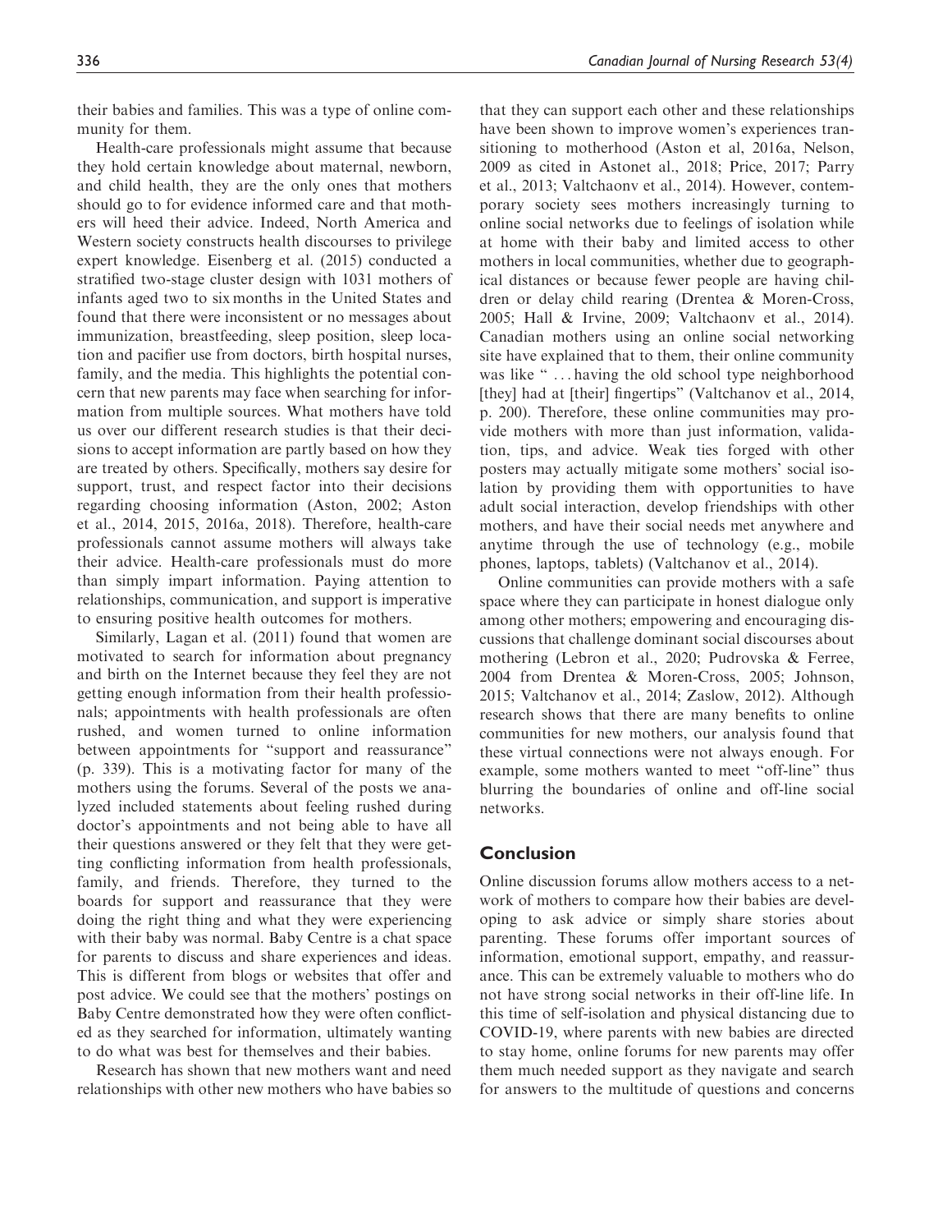their babies and families. This was a type of online community for them.

Health-care professionals might assume that because they hold certain knowledge about maternal, newborn, and child health, they are the only ones that mothers should go to for evidence informed care and that mothers will heed their advice. Indeed, North America and Western society constructs health discourses to privilege expert knowledge. Eisenberg et al. (2015) conducted a stratified two-stage cluster design with 1031 mothers of infants aged two to six months in the United States and found that there were inconsistent or no messages about immunization, breastfeeding, sleep position, sleep location and pacifier use from doctors, birth hospital nurses, family, and the media. This highlights the potential concern that new parents may face when searching for information from multiple sources. What mothers have told us over our different research studies is that their decisions to accept information are partly based on how they are treated by others. Specifically, mothers say desire for support, trust, and respect factor into their decisions regarding choosing information (Aston, 2002; Aston et al., 2014, 2015, 2016a, 2018). Therefore, health-care professionals cannot assume mothers will always take their advice. Health-care professionals must do more than simply impart information. Paying attention to relationships, communication, and support is imperative to ensuring positive health outcomes for mothers.

Similarly, Lagan et al. (2011) found that women are motivated to search for information about pregnancy and birth on the Internet because they feel they are not getting enough information from their health professionals; appointments with health professionals are often rushed, and women turned to online information between appointments for "support and reassurance" (p. 339). This is a motivating factor for many of the mothers using the forums. Several of the posts we analyzed included statements about feeling rushed during doctor's appointments and not being able to have all their questions answered or they felt that they were getting conflicting information from health professionals, family, and friends. Therefore, they turned to the boards for support and reassurance that they were doing the right thing and what they were experiencing with their baby was normal. Baby Centre is a chat space for parents to discuss and share experiences and ideas. This is different from blogs or websites that offer and post advice. We could see that the mothers' postings on Baby Centre demonstrated how they were often conflicted as they searched for information, ultimately wanting to do what was best for themselves and their babies.

Research has shown that new mothers want and need relationships with other new mothers who have babies so that they can support each other and these relationships have been shown to improve women's experiences transitioning to motherhood (Aston et al, 2016a, Nelson, 2009 as cited in Astonet al., 2018; Price, 2017; Parry et al., 2013; Valtchaonv et al., 2014). However, contemporary society sees mothers increasingly turning to online social networks due to feelings of isolation while at home with their baby and limited access to other mothers in local communities, whether due to geographical distances or because fewer people are having children or delay child rearing (Drentea & Moren-Cross, 2005; Hall & Irvine, 2009; Valtchaonv et al., 2014). Canadian mothers using an online social networking site have explained that to them, their online community was like " ... having the old school type neighborhood [they] had at [their] fingertips" (Valtchanov et al., 2014, p. 200). Therefore, these online communities may provide mothers with more than just information, validation, tips, and advice. Weak ties forged with other posters may actually mitigate some mothers' social isolation by providing them with opportunities to have adult social interaction, develop friendships with other mothers, and have their social needs met anywhere and anytime through the use of technology (e.g., mobile phones, laptops, tablets) (Valtchanov et al., 2014).

Online communities can provide mothers with a safe space where they can participate in honest dialogue only among other mothers; empowering and encouraging discussions that challenge dominant social discourses about mothering (Lebron et al., 2020; Pudrovska & Ferree, 2004 from Drentea & Moren-Cross, 2005; Johnson, 2015; Valtchanov et al., 2014; Zaslow, 2012). Although research shows that there are many benefits to online communities for new mothers, our analysis found that these virtual connections were not always enough. For example, some mothers wanted to meet "off-line" thus blurring the boundaries of online and off-line social networks.

## Conclusion

Online discussion forums allow mothers access to a network of mothers to compare how their babies are developing to ask advice or simply share stories about parenting. These forums offer important sources of information, emotional support, empathy, and reassurance. This can be extremely valuable to mothers who do not have strong social networks in their off-line life. In this time of self-isolation and physical distancing due to COVID-19, where parents with new babies are directed to stay home, online forums for new parents may offer them much needed support as they navigate and search for answers to the multitude of questions and concerns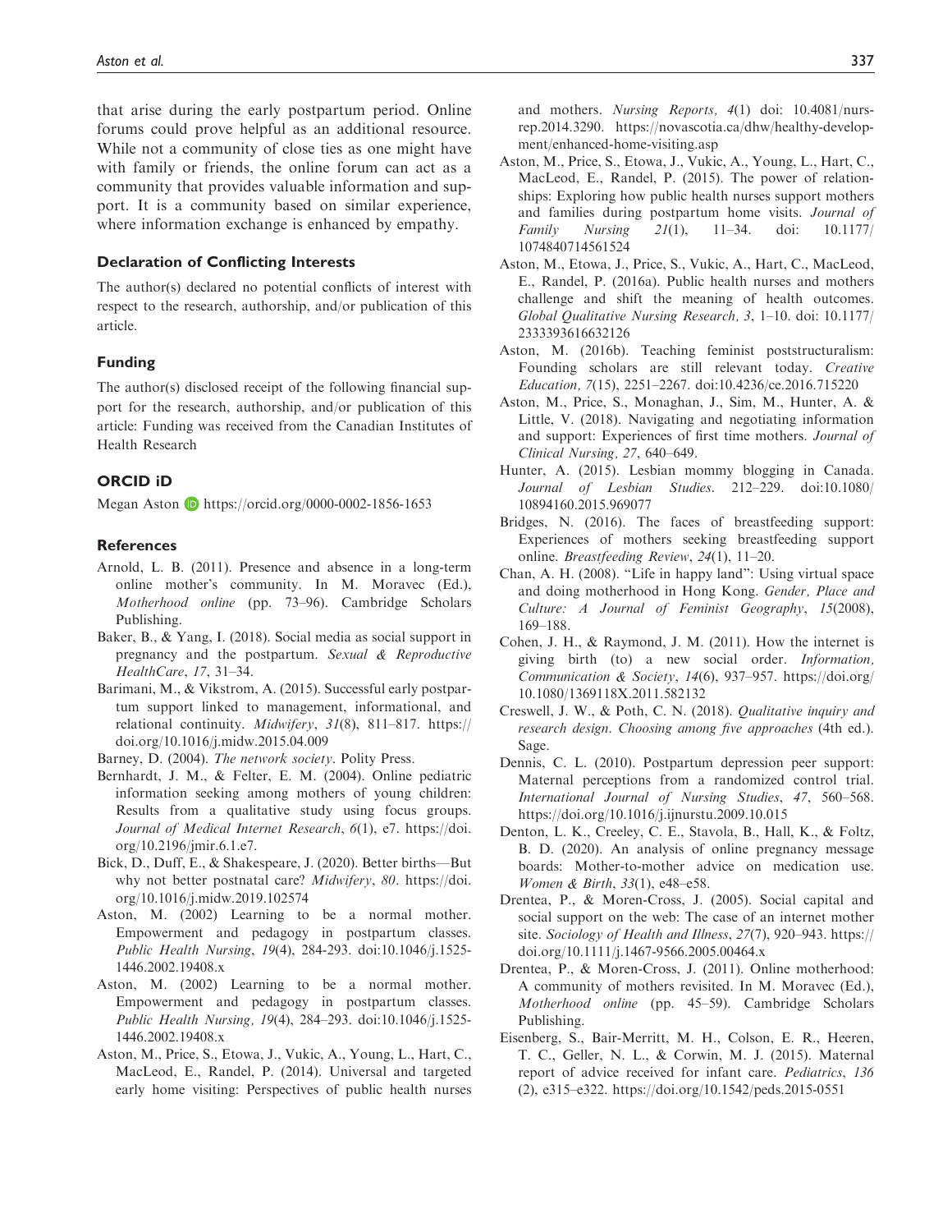that arise during the early postpartum period. Online forums could prove helpful as an additional resource. While not a community of close ties as one might have with family or friends, the online forum can act as a community that provides valuable information and support. It is a community based on similar experience, where information exchange is enhanced by empathy.

### Declaration of Conflicting Interests

The author(s) declared no potential conflicts of interest with respect to the research, authorship, and/or publication of this article.

### Funding

The author(s) disclosed receipt of the following financial support for the research, authorship, and/or publication of this article: Funding was received from the Canadian Institutes of Health Research

### ORCID iD

Megan Aston https://orcid.org/0000-0002-1856-1653

### References

Arnold, L. B. (2011). Presence and absence in a long-term online mother's community. In M. Moravec (Ed.), *Motherhood online* (pp. 73–96). Cambridge Scholars Publishing.

Baker, B., & Yang, I. (2018). Social media as social support in pregnancy and the postpartum. *Sexual & Reproductive HealthCare*, *17*, 31–34.

Barimani, M., & Vikstrom, A. (2015). Successful early postpartum support linked to management, informational, and relational continuity. *Midwifery*, *31*(8), 811–817. https://doi.org/10.1016/j.midw.2015.04.009

Barney, D. (2004). *The network society*. Polity Press.

Bernhardt, J. M., & Felter, E. M. (2004). Online pediatric information seeking among mothers of young children: Results from a qualitative study using focus groups. *Journal of Medical Internet Research*, *6*(1), e7. https://doi.org/10.2196/jmir.6.1.e7.

Bick, D., Duff, E., & Shakespeare, J. (2020). Better births—But why not better postnatal care? *Midwifery*, *80*. https://doi.org/10.1016/j.midw.2019.102574

Aston, M. (2002) Learning to be a normal mother. Empowerment and pedagogy in postpartum classes. *Public Health Nursing*, *19*(4), 284-293. doi:10.1046/j.1525-1446.2002.19408.x

Aston, M. (2002) Learning to be a normal mother. Empowerment and pedagogy in postpartum classes. *Public Health Nursing, 19*(4), 284–293. doi:10.1046/j.1525-1446.2002.19408.x

Aston, M., Price, S., Etowa, J., Vukic, A., Young, L., Hart, C., MacLeod, E., Randel, P. (2014). Universal and targeted early home visiting: Perspectives of public health nurses and mothers. *Nursing Reports, 4*(1) doi: 10.4081/nursrep.2014.3290. https://novascotia.ca/dhw/healthy-development/enhanced-home-visiting.asp

Aston, M., Price, S., Etowa, J., Vukic, A., Young, L., Hart, C., MacLeod, E., Randel, P. (2015). The power of relationships: Exploring how public health nurses support mothers and families during postpartum home visits. *Journal of Family Nursing 21*(1), 11–34. doi: 10.1177/1074840714561524

Aston, M., Etowa, J., Price, S., Vukic, A., Hart, C., MacLeod, E., Randel, P. (2016a). Public health nurses and mothers challenge and shift the meaning of health outcomes. *Global Qualitative Nursing Research, 3*, 1–10. doi: 10.1177/2333393616632126

Aston, M. (2016b). Teaching feminist poststructuralism: Founding scholars are still relevant today. *Creative Education, 7*(15), 2251–2267. doi:10.4236/ce.2016.715220

Aston, M., Price, S., Monaghan, J., Sim, M., Hunter, A. & Little, V. (2018). Navigating and negotiating information and support: Experiences of first time mothers. *Journal of Clinical Nursing, 27*, 640–649.

Hunter, A. (2015). Lesbian mommy blogging in Canada. *Journal of Lesbian Studies*. 212–229. doi:10.1080/10894160.2015.969077

Bridges, N. (2016). The faces of breastfeeding support: Experiences of mothers seeking breastfeeding support online. *Breastfeeding Review*, *24*(1), 11–20.

Chan, A. H. (2008). "Life in happy land": Using virtual space and doing motherhood in Hong Kong. *Gender, Place and Culture: A Journal of Feminist Geography*, *15*(2008), 169–188.

Cohen, J. H., & Raymond, J. M. (2011). How the internet is giving birth (to) a new social order. *Information, Communication & Society*, *14*(6), 937–957. https://doi.org/10.1080/1369118X.2011.582132

Creswell, J. W., & Poth, C. N. (2018). *Qualitative inquiry and research design. Choosing among five approaches* (4th ed.). Sage.

Dennis, C. L. (2010). Postpartum depression peer support: Maternal perceptions from a randomized control trial. *International Journal of Nursing Studies*, *47*, 560–568. https://doi.org/10.1016/j.ijnurstu.2009.10.015

Denton, L. K., Creeley, C. E., Stavola, B., Hall, K., & Foltz, B. D. (2020). An analysis of online pregnancy message boards: Mother-to-mother advice on medication use. *Women & Birth*, *33*(1), e48–e58.

Drentea, P., & Moren-Cross, J. (2005). Social capital and social support on the web: The case of an internet mother site. *Sociology of Health and Illness*, *27*(7), 920–943. https://doi.org/10.1111/j.1467-9566.2005.00464.x

Drentea, P., & Moren-Cross, J. (2011). Online motherhood: A community of mothers revisited. In M. Moravec (Ed.), *Motherhood online* (pp. 45–59). Cambridge Scholars Publishing.

Eisenberg, S., Bair-Merritt, M. H., Colson, E. R., Heeren, T. C., Geller, N. L., & Corwin, M. J. (2015). Maternal report of advice received for infant care. *Pediatrics*, *136* (2), e315–e322. https://doi.org/10.1542/peds.2015-0551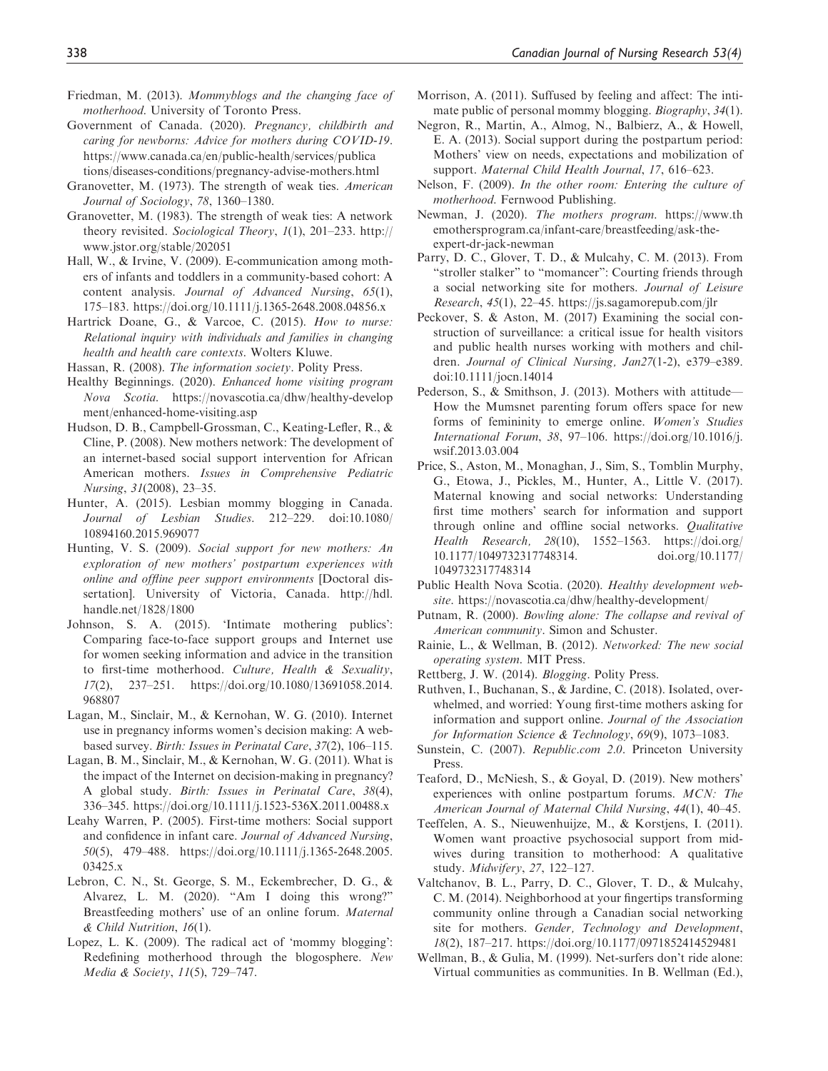Friedman, M. (2013). *Mommyblogs and the changing face of motherhood*. University of Toronto Press.

Government of Canada. (2020). *Pregnancy, childbirth and caring for newborns: Advice for mothers during COVID-19*. https://www.canada.ca/en/public-health/services/publications/diseases-conditions/pregnancy-advise-mothers.html

Granovetter, M. (1973). The strength of weak ties. *American Journal of Sociology*, *78*, 1360–1380.

Granovetter, M. (1983). The strength of weak ties: A network theory revisited. *Sociological Theory*, *1*(1), 201–233. http://www.jstor.org/stable/202051

Hall, W., & Irvine, V. (2009). E-communication among mothers of infants and toddlers in a community-based cohort: A content analysis. *Journal of Advanced Nursing*, *65*(1), 175–183. https://doi.org/10.1111/j.1365-2648.2008.04856.x

Hartrick Doane, G., & Varcoe, C. (2015). *How to nurse: Relational inquiry with individuals and families in changing health and health care contexts*. Wolters Kluwe.

Hassan, R. (2008). *The information society*. Polity Press.

Healthy Beginnings. (2020). *Enhanced home visiting program Nova Scotia*. https://novascotia.ca/dhw/healthy-development/enhanced-home-visiting.asp

Hudson, D. B., Campbell-Grossman, C., Keating-Lefler, R., & Cline, P. (2008). New mothers network: The development of an internet-based social support intervention for African American mothers. *Issues in Comprehensive Pediatric Nursing*, *31*(2008), 23–35.

Hunter, A. (2015). Lesbian mommy blogging in Canada. *Journal of Lesbian Studies*. 212–229. doi:10.1080/10894160.2015.969077

Hunting, V. S. (2009). *Social support for new mothers: An exploration of new mothers' postpartum experiences with online and offline peer support environments* [Doctoral dissertation]. University of Victoria, Canada. http://hdl.handle.net/1828/1800

Johnson, S. A. (2015). 'Intimate mothering publics': Comparing face-to-face support groups and Internet use for women seeking information and advice in the transition to first-time motherhood. *Culture, Health & Sexuality*, *17*(2), 237–251. https://doi.org/10.1080/13691058.2014.968807

Lagan, M., Sinclair, M., & Kernohan, W. G. (2010). Internet use in pregnancy informs women's decision making: A web-based survey. *Birth: Issues in Perinatal Care*, *37*(2), 106–115.

Lagan, B. M., Sinclair, M., & Kernohan, W. G. (2011). What is the impact of the Internet on decision-making in pregnancy? A global study. *Birth: Issues in Perinatal Care*, *38*(4), 336–345. https://doi.org/10.1111/j.1523-536X.2011.00488.x

Leahy Warren, P. (2005). First-time mothers: Social support and confidence in infant care. *Journal of Advanced Nursing*, *50*(5), 479–488. https://doi.org/10.1111/j.1365-2648.2005.03425.x

Lebron, C. N., St. George, S. M., Eckembrecher, D. G., & Alvarez, L. M. (2020). "Am I doing this wrong?" Breastfeeding mothers' use of an online forum. *Maternal & Child Nutrition*, *16*(1).

Lopez, L. K. (2009). The radical act of 'mommy blogging': Redefining motherhood through the blogosphere. *New Media & Society*, *11*(5), 729–747.

Morrison, A. (2011). Suffused by feeling and affect: The intimate public of personal mommy blogging. *Biography*, *34*(1).

Negron, R., Martin, A., Almog, N., Balbierz, A., & Howell, E. A. (2013). Social support during the postpartum period: Mothers' view on needs, expectations and mobilization of support. *Maternal Child Health Journal*, *17*, 616–623.

Nelson, F. (2009). *In the other room: Entering the culture of motherhood*. Fernwood Publishing.

Newman, J. (2020). *The mothers program*. https://www.themothersprogram.ca/infant-care/breastfeeding/ask-the-expert-dr-jack-newman

Parry, D. C., Glover, T. D., & Mulcahy, C. M. (2013). From "stroller stalker" to "momancer": Courting friends through a social networking site for mothers. *Journal of Leisure Research*, *45*(1), 22–45. https://js.sagamorepub.com/jlr

Peckover, S. & Aston, M. (2017) Examining the social construction of surveillance: a critical issue for health visitors and public health nurses working with mothers and children. *Journal of Clinical Nursing, Jan27*(1-2), e379–e389. doi:10.1111/jocn.14014

Pederson, S., & Smithson, J. (2013). Mothers with attitude—How the Mumsnet parenting forum offers space for new forms of femininity to emerge online. *Women's Studies International Forum*, *38*, 97–106. https://doi.org/10.1016/j.wsif.2013.03.004

Price, S., Aston, M., Monaghan, J., Sim, S., Tomblin Murphy, G., Etowa, J., Pickles, M., Hunter, A., Little V. (2017). Maternal knowing and social networks: Understanding first time mothers' search for information and support through online and offline social networks. *Qualitative Health Research, 28*(10), 1552–1563. https://doi.org/10.1177/1049732317748314. doi.org/10.1177/1049732317748314

Public Health Nova Scotia. (2020). *Healthy development website*. https://novascotia.ca/dhw/healthy-development/

Putnam, R. (2000). *Bowling alone: The collapse and revival of American community*. Simon and Schuster.

Rainie, L., & Wellman, B. (2012). *Networked: The new social operating system*. MIT Press.

Rettberg, J. W. (2014). *Blogging*. Polity Press.

Ruthven, I., Buchanan, S., & Jardine, C. (2018). Isolated, overwhelmed, and worried: Young first-time mothers asking for information and support online. *Journal of the Association for Information Science & Technology*, *69*(9), 1073–1083.

Sunstein, C. (2007). *Republic.com 2.0*. Princeton University Press.

Teaford, D., McNiesh, S., & Goyal, D. (2019). New mothers' experiences with online postpartum forums. *MCN: The American Journal of Maternal Child Nursing*, *44*(1), 40–45.

Teeffelen, A. S., Nieuwenhuijze, M., & Korstjens, I. (2011). Women want proactive psychosocial support from midwives during transition to motherhood: A qualitative study. *Midwifery*, *27*, 122–127.

Valtchanov, B. L., Parry, D. C., Glover, T. D., & Mulcahy, C. M. (2014). Neighborhood at your fingertips transforming community online through a Canadian social networking site for mothers. *Gender, Technology and Development*, *18*(2), 187–217. https://doi.org/10.1177/0971852414529481

Wellman, B., & Gulia, M. (1999). Net-surfers don't ride alone: Virtual communities as communities. In B. Wellman (Ed.),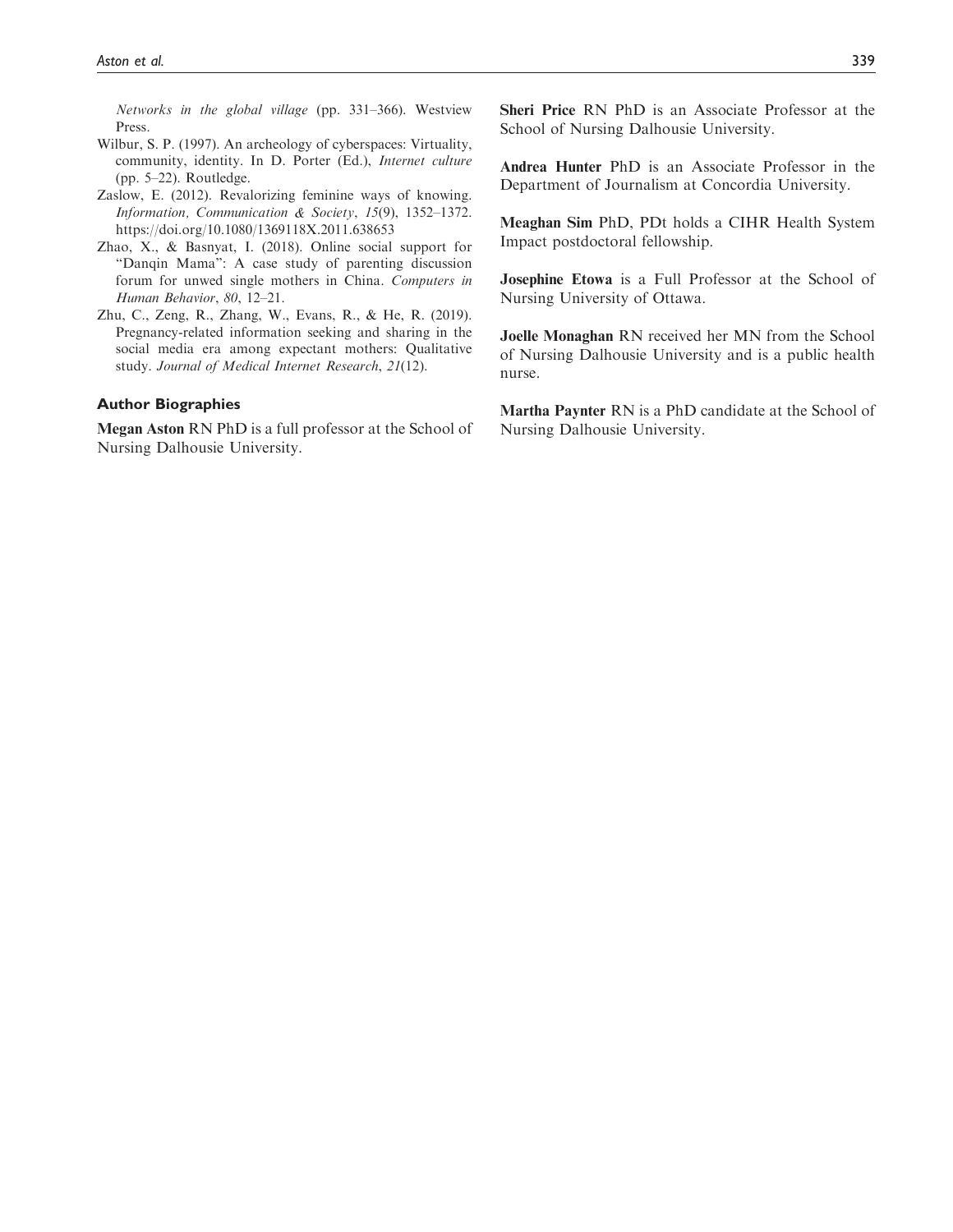*Networks in the global village* (pp. 331–366). Westview Press.

Wilbur, S. P. (1997). An archeology of cyberspaces: Virtuality, community, identity. In D. Porter (Ed.), *Internet culture* (pp. 5–22). Routledge.

Zaslow, E. (2012). Revalorizing feminine ways of knowing. *Information, Communication & Society*, *15*(9), 1352–1372. https://doi.org/10.1080/1369118X.2011.638653

Zhao, X., & Basnyat, I. (2018). Online social support for "Danqin Mama": A case study of parenting discussion forum for unwed single mothers in China. *Computers in Human Behavior*, *80*, 12–21.

Zhu, C., Zeng, R., Zhang, W., Evans, R., & He, R. (2019). Pregnancy-related information seeking and sharing in the social media era among expectant mothers: Qualitative study. *Journal of Medical Internet Research*, *21*(12).

## Author Biographies

**Megan Aston** RN PhD is a full professor at the School of Nursing Dalhousie University.

**Sheri Price** RN PhD is an Associate Professor at the School of Nursing Dalhousie University.

**Andrea Hunter** PhD is an Associate Professor in the Department of Journalism at Concordia University.

**Meaghan Sim** PhD, PDt holds a CIHR Health System Impact postdoctoral fellowship.

**Josephine Etowa** is a Full Professor at the School of Nursing University of Ottawa.

**Joelle Monaghan** RN received her MN from the School of Nursing Dalhousie University and is a public health nurse.

**Martha Paynter** RN is a PhD candidate at the School of Nursing Dalhousie University.